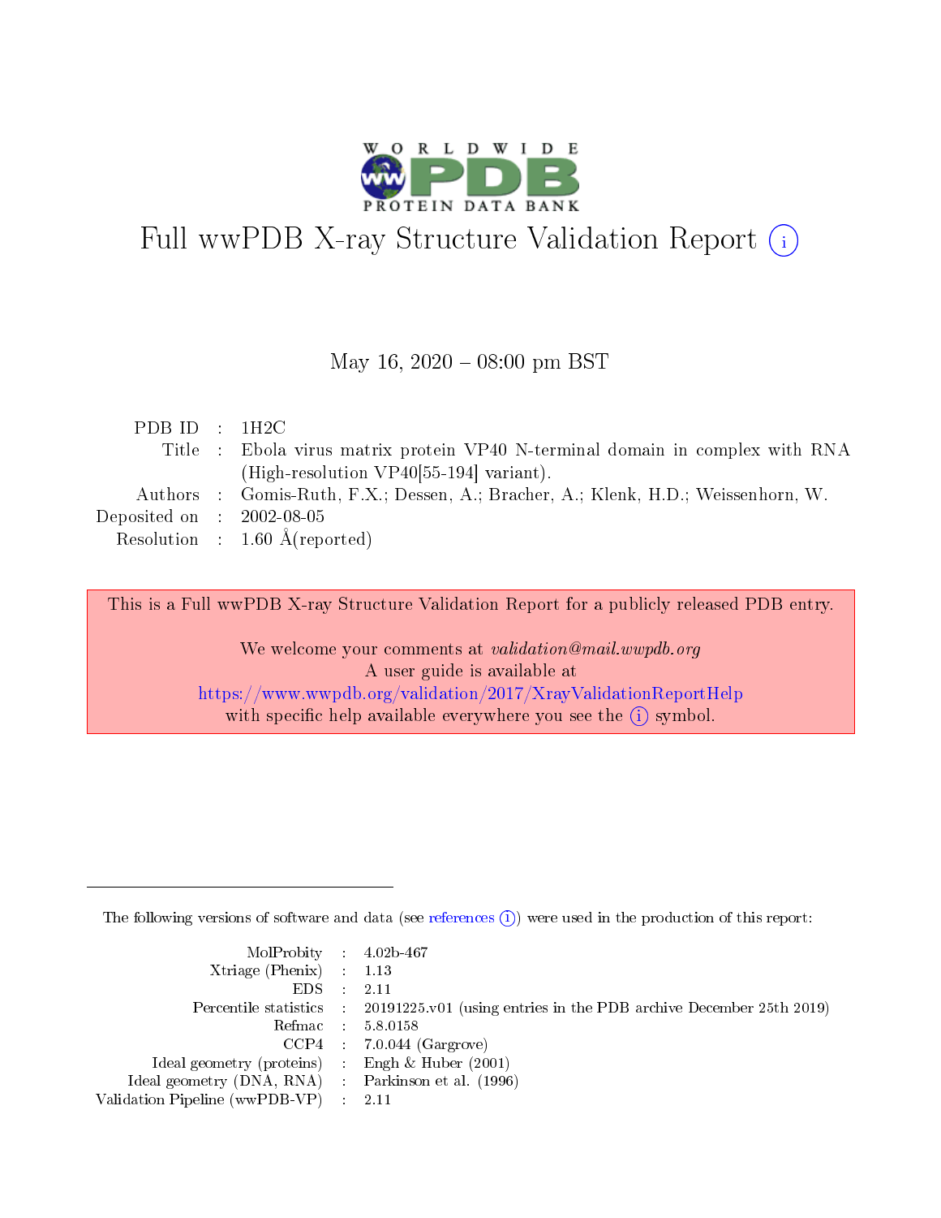# Full wwPDB X-ray Structure Validation Report (i)

May 16, 2020 – 08:00 pm BST

| | | |
|---|---|---|
| PDB ID | : | 1H2C |
| Title | : | Ebola virus matrix protein VP40 N-terminal domain in complex with RNA (High-resolution VP40[55-194] variant). |
| Authors | : | Gomis-Ruth, F.X.; Dessen, A.; Bracher, A.; Klenk, H.D.; Weissenhorn, W. |
| Deposited on | : | 2002-08-05 |
| Resolution | : | 1.60 Å(reported) |

This is a Full wwPDB X-ray Structure Validation Report for a publicly released PDB entry.

We welcome your comments at *validation@mail.wwpdb.org*
A user guide is available at
https://www.wwpdb.org/validation/2017/XrayValidationReportHelp
with specific help available everywhere you see the (i) symbol.

---

The following versions of software and data (see references (i)) were used in the production of this report:

| | | |
|---|---|---|
| MolProbity | : | 4.02b-467 |
| Xtriage (Phenix) | : | 1.13 |
| EDS | : | 2.11 |
| Percentile statistics | : | 20191225.v01 (using entries in the PDB archive December 25th 2019) |
| Refmac | : | 5.8.0158 |
| CCP4 | : | 7.0.044 (Gargrove) |
| Ideal geometry (proteins) | : | Engh & Huber (2001) |
| Ideal geometry (DNA, RNA) | : | Parkinson et al. (1996) |
| Validation Pipeline (wwPDB-VP) | : | 2.11 |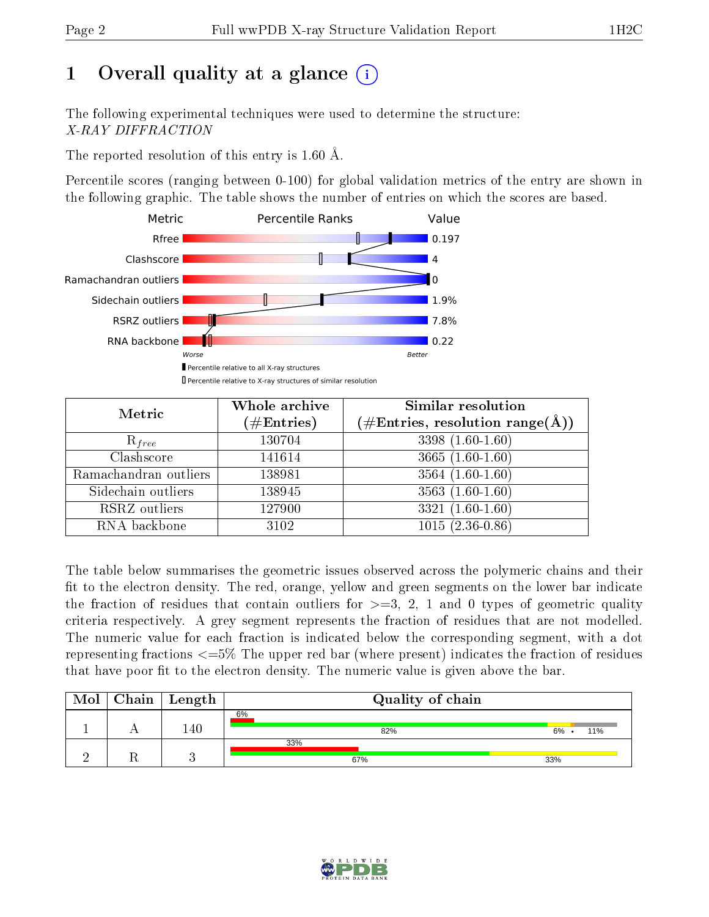# 1 Overall quality at a glance

The following experimental techniques were used to determine the structure:
*X-RAY DIFFRACTION*

The reported resolution of this entry is 1.60 Å.

Percentile scores (ranging between 0-100) for global validation metrics of the entry are shown in the following graphic. The table shows the number of entries on which the scores are based.

| Metric | Value |
|---|---|
| Rfree | 0.197 |
| Clashscore | 4 |
| Ramachandran outliers | 0 |
| Sidechain outliers | 1.9% |
| RSRZ outliers | 7.8% |
| RNA backbone | 0.22 |

Worse — Better

Percentile relative to all X-ray structures

Percentile relative to X-ray structures of similar resolution

| Metric | Whole archive (#Entries) | Similar resolution (#Entries, resolution range(Å)) |
|---|---|---|
| $R_{free}$ | 130704 | 3398 (1.60-1.60) |
| Clashscore | 141614 | 3665 (1.60-1.60) |
| Ramachandran outliers | 138981 | 3564 (1.60-1.60) |
| Sidechain outliers | 138945 | 3563 (1.60-1.60) |
| RSRZ outliers | 127900 | 3321 (1.60-1.60) |
| RNA backbone | 3102 | 1015 (2.36-0.86) |

The table below summarises the geometric issues observed across the polymeric chains and their fit to the electron density. The red, orange, yellow and green segments on the lower bar indicate the fraction of residues that contain outliers for >=3, 2, 1 and 0 types of geometric quality criteria respectively. A grey segment represents the fraction of residues that are not modelled. The numeric value for each fraction is indicated below the corresponding segment, with a dot representing fractions <=5% The upper red bar (where present) indicates the fraction of residues that have poor fit to the electron density. The numeric value is given above the bar.

| Mol | Chain | Length | Quality of chain |
|---|---|---|---|
| 1 | A | 140 | 6% / 82% 6% • 11% |
| 2 | R | 3 | 33% / 67% 33% |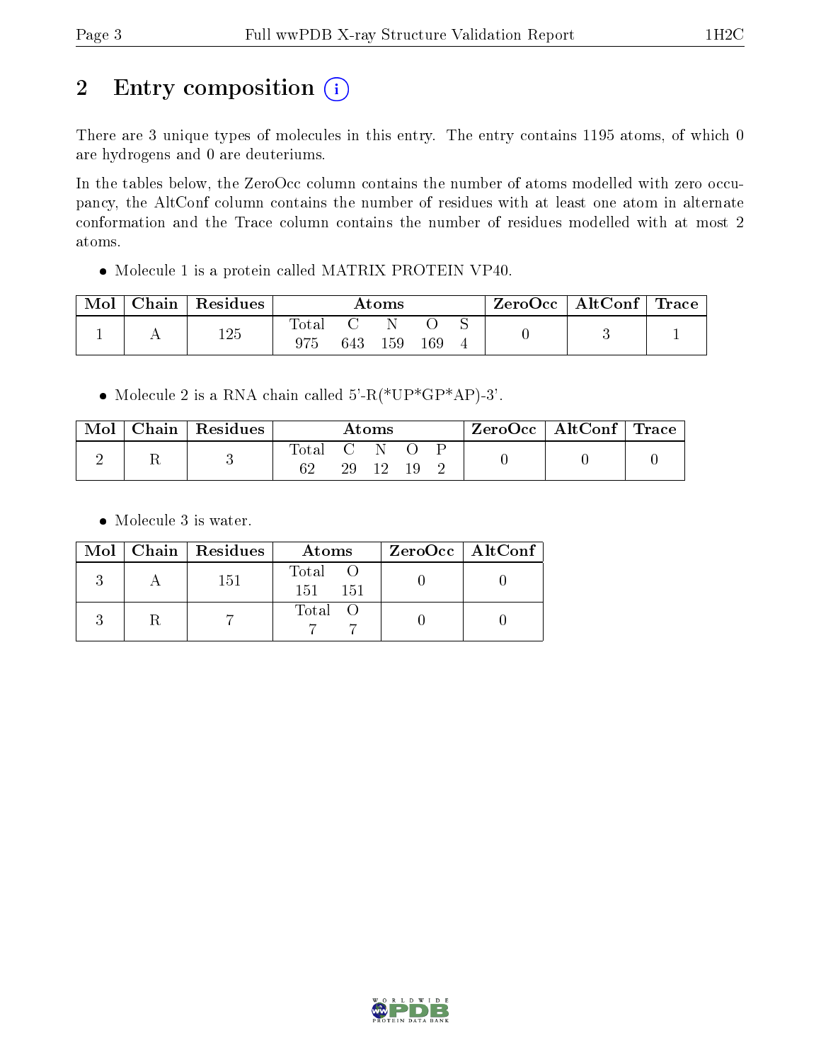## 2 Entry composition (i)

There are 3 unique types of molecules in this entry. The entry contains 1195 atoms, of which 0 are hydrogens and 0 are deuteriums.

In the tables below, the ZeroOcc column contains the number of atoms modelled with zero occupancy, the AltConf column contains the number of residues with at least one atom in alternate conformation and the Trace column contains the number of residues modelled with at most 2 atoms.

- Molecule 1 is a protein called MATRIX PROTEIN VP40.

| Mol | Chain | Residues | Atoms | | | | | ZeroOcc | AltConf | Trace |
|---|---|---|---|---|---|---|---|---|---|---|
| 1 | A | 125 | Total 975 | C 643 | N 159 | O 169 | S 4 | 0 | 3 | 1 |

- Molecule 2 is a RNA chain called 5'-R(*UP*GP*AP)-3'.

| Mol | Chain | Residues | Atoms | | | | | ZeroOcc | AltConf | Trace |
|---|---|---|---|---|---|---|---|---|---|---|
| 2 | R | 3 | Total 62 | C 29 | N 12 | O 19 | P 2 | 0 | 0 | 0 |

- Molecule 3 is water.

| Mol | Chain | Residues | Atoms | | ZeroOcc | AltConf |
|---|---|---|---|---|---|---|
| 3 | A | 151 | Total 151 | O 151 | 0 | 0 |
| 3 | R | 7 | Total 7 | O 7 | 0 | 0 |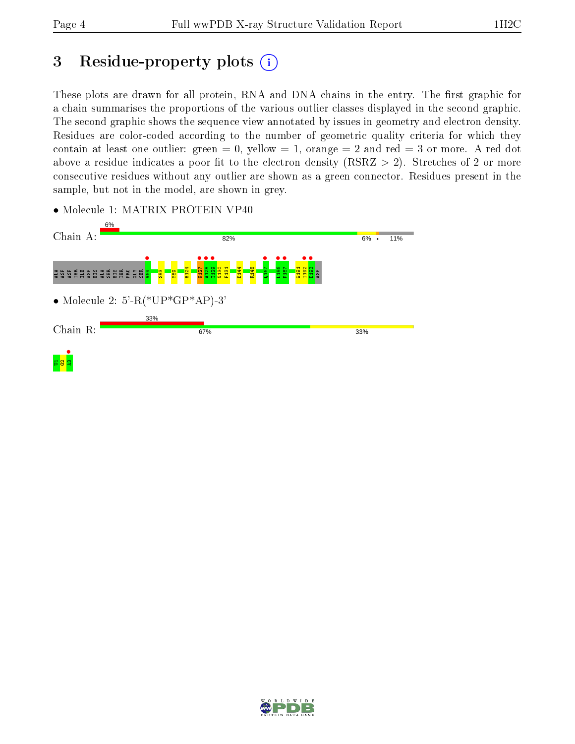# 3 Residue-property plots

These plots are drawn for all protein, RNA and DNA chains in the entry. The first graphic for a chain summarises the proportions of the various outlier classes displayed in the second graphic. The second graphic shows the sequence view annotated by issues in geometry and electron density. Residues are color-coded according to the number of geometric quality criteria for which they contain at least one outlier: green = 0, yellow = 1, orange = 2 and red = 3 or more. A red dot above a residue indicates a poor fit to the electron density (RSRZ > 2). Stretches of 2 or more consecutive residues without any outlier are shown as a green connector. Residues present in the sample, but not in the model, are shown in grey.

• Molecule 1: MATRIX PROTEIN VP40

Chain A: 6% | 82% | 6% | • | 11%

ALA ASP ASP THR ILE ASP HIS ALA SER HIS THR PRO GLY SER V69 S83 M89 H124 K127 A128 T129 N130 P131 D144 R148 Q167 L186 P187 W191 T192 D193 ASP

• Molecule 2: 5'-R(*UP*GP*AP)-3'

Chain R: 33% | 67% | 33%

U1 G2 A3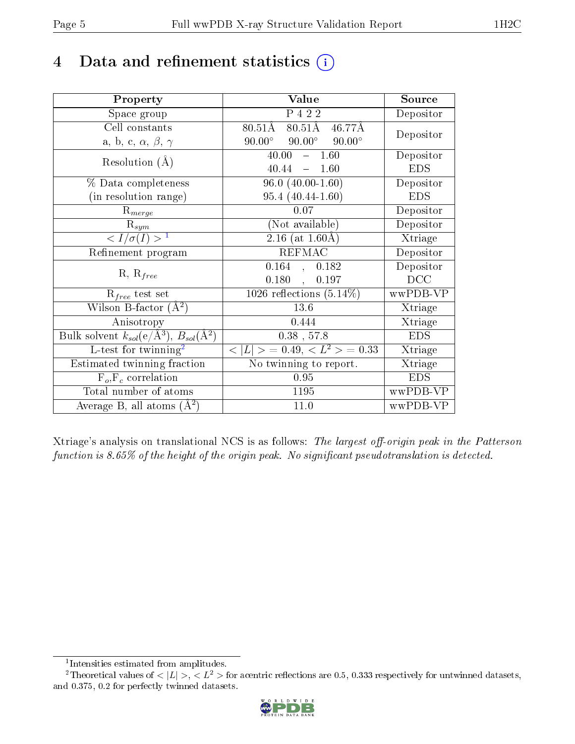# 4 Data and refinement statistics ⓘ

| Property | Value | Source |
|---|---|---|
| Space group | P 4 2 2 | Depositor |
| Cell constants<br>a, b, c, $\alpha$, $\beta$, $\gamma$ | 80.51Å 80.51Å 46.77Å<br>90.00° 90.00° 90.00° | Depositor |
| Resolution (Å) | 40.00 – 1.60<br>40.44 – 1.60 | Depositor<br>EDS |
| % Data completeness<br>(in resolution range) | 96.0 (40.00-1.60)<br>95.4 (40.44-1.60) | Depositor<br>EDS |
| $R_{merge}$ | 0.07 | Depositor |
| $R_{sym}$ | (Not available) | Depositor |
| $< I/\sigma(I) >$ [1] | 2.16 (at 1.60Å) | Xtriage |
| Refinement program | REFMAC | Depositor |
| R, $R_{free}$ | 0.164 , 0.182<br>0.180 , 0.197 | Depositor<br>DCC |
| $R_{free}$ test set | 1026 reflections (5.14%) | wwPDB-VP |
| Wilson B-factor (Å$^2$) | 13.6 | Xtriage |
| Anisotropy | 0.444 | Xtriage |
| Bulk solvent $k_{sol}$(e/Å$^3$), $B_{sol}$(Å$^2$) | 0.38 , 57.8 | EDS |
| L-test for twinning[2] | $< \lvert L \rvert > = 0.49$, $< L^2 > = 0.33$ | Xtriage |
| Estimated twinning fraction | No twinning to report. | Xtriage |
| $F_o$,$F_c$ correlation | 0.95 | EDS |
| Total number of atoms | 1195 | wwPDB-VP |
| Average B, all atoms (Å$^2$) | 11.0 | wwPDB-VP |

Xtriage's analysis on translational NCS is as follows: *The largest off-origin peak in the Patterson function is 8.65% of the height of the origin peak. No significant pseudotranslation is detected.*

[1] Intensities estimated from amplitudes.

[2] Theoretical values of $< \lvert L \rvert >$, $< L^2 >$ for acentric reflections are 0.5, 0.333 respectively for untwinned datasets, and 0.375, 0.2 for perfectly twinned datasets.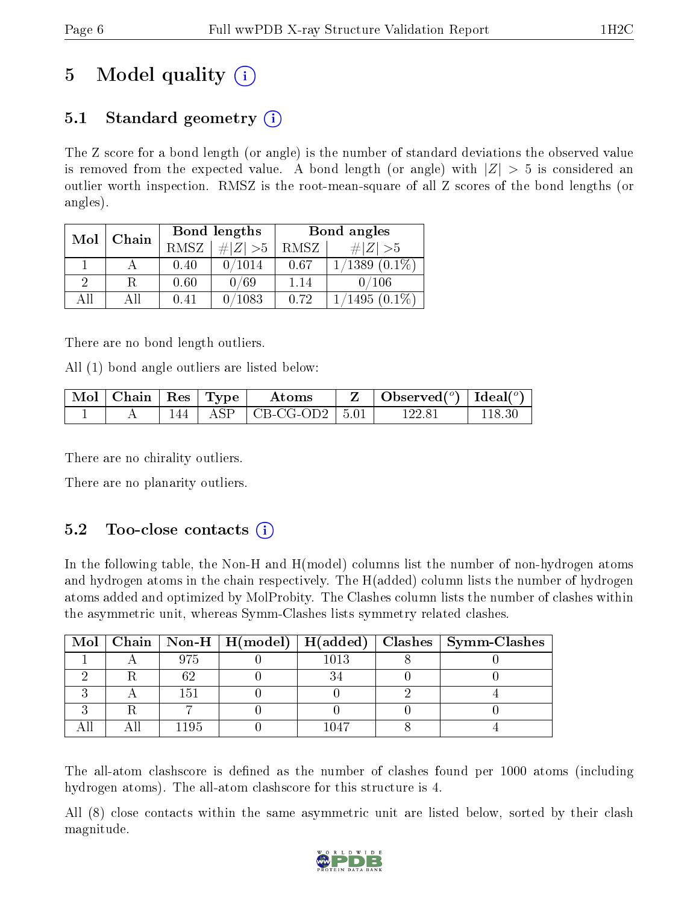# 5 Model quality

## 5.1 Standard geometry

The Z score for a bond length (or angle) is the number of standard deviations the observed value is removed from the expected value. A bond length (or angle) with $|Z| > 5$ is considered an outlier worth inspection. RMSZ is the root-mean-square of all Z scores of the bond lengths (or angles).

| Mol | Chain | Bond lengths | | Bond angles | |
|---|---|---|---|---|---|
| | | RMSZ | #\|Z\| >5 | RMSZ | #\|Z\| >5 |
| 1 | A | 0.40 | 0/1014 | 0.67 | 1/1389 (0.1%) |
| 2 | R | 0.60 | 0/69 | 1.14 | 0/106 |
| All | All | 0.41 | 0/1083 | 0.72 | 1/1495 (0.1%) |

There are no bond length outliers.

All (1) bond angle outliers are listed below:

| Mol | Chain | Res | Type | Atoms | Z | Observed(°) | Ideal(°) |
|---|---|---|---|---|---|---|---|
| 1 | A | 144 | ASP | CB-CG-OD2 | 5.01 | 122.81 | 118.30 |

There are no chirality outliers.

There are no planarity outliers.

## 5.2 Too-close contacts

In the following table, the Non-H and H(model) columns list the number of non-hydrogen atoms and hydrogen atoms in the chain respectively. The H(added) column lists the number of hydrogen atoms added and optimized by MolProbity. The Clashes column lists the number of clashes within the asymmetric unit, whereas Symm-Clashes lists symmetry related clashes.

| Mol | Chain | Non-H | H(model) | H(added) | Clashes | Symm-Clashes |
|---|---|---|---|---|---|---|
| 1 | A | 975 | 0 | 1013 | 8 | 0 |
| 2 | R | 62 | 0 | 34 | 0 | 0 |
| 3 | A | 151 | 0 | 0 | 2 | 4 |
| 3 | R | 7 | 0 | 0 | 0 | 0 |
| All | All | 1195 | 0 | 1047 | 8 | 4 |

The all-atom clashscore is defined as the number of clashes found per 1000 atoms (including hydrogen atoms). The all-atom clashscore for this structure is 4.

All (8) close contacts within the same asymmetric unit are listed below, sorted by their clash magnitude.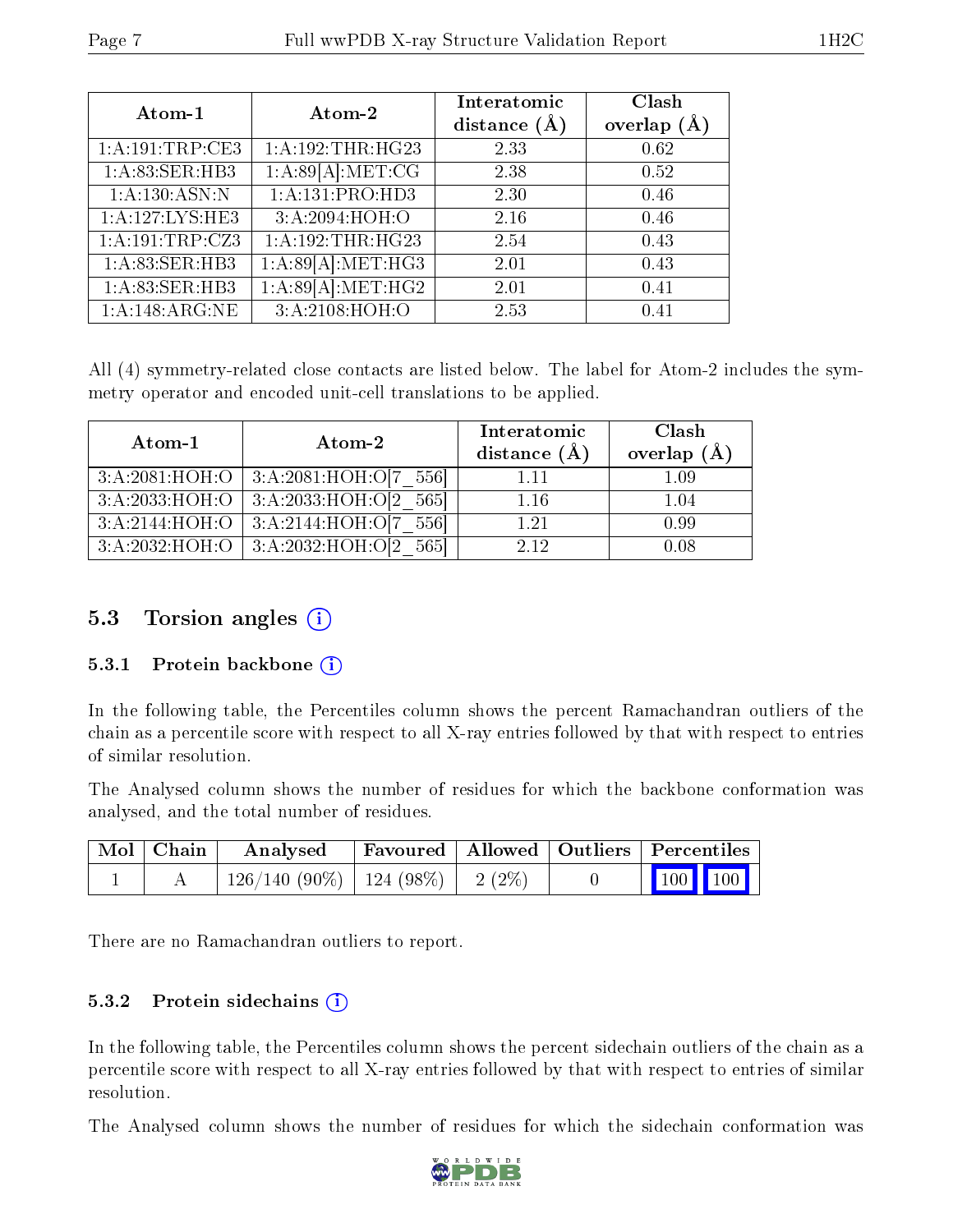| Atom-1 | Atom-2 | Interatomic distance (Å) | Clash overlap (Å) |
|---|---|---|---|
| 1:A:191:TRP:CE3 | 1:A:192:THR:HG23 | 2.33 | 0.62 |
| 1:A:83:SER:HB3 | 1:A:89[A]:MET:CG | 2.38 | 0.52 |
| 1:A:130:ASN:N | 1:A:131:PRO:HD3 | 2.30 | 0.46 |
| 1:A:127:LYS:HE3 | 3:A:2094:HOH:O | 2.16 | 0.46 |
| 1:A:191:TRP:CZ3 | 1:A:192:THR:HG23 | 2.54 | 0.43 |
| 1:A:83:SER:HB3 | 1:A:89[A]:MET:HG3 | 2.01 | 0.43 |
| 1:A:83:SER:HB3 | 1:A:89[A]:MET:HG2 | 2.01 | 0.41 |
| 1:A:148:ARG:NE | 3:A:2108:HOH:O | 2.53 | 0.41 |

All (4) symmetry-related close contacts are listed below. The label for Atom-2 includes the symmetry operator and encoded unit-cell translations to be applied.

| Atom-1 | Atom-2 | Interatomic distance (Å) | Clash overlap (Å) |
|---|---|---|---|
| 3:A:2081:HOH:O | 3:A:2081:HOH:O[7_556] | 1.11 | 1.09 |
| 3:A:2033:HOH:O | 3:A:2033:HOH:O[2_565] | 1.16 | 1.04 |
| 3:A:2144:HOH:O | 3:A:2144:HOH:O[7_556] | 1.21 | 0.99 |
| 3:A:2032:HOH:O | 3:A:2032:HOH:O[2_565] | 2.12 | 0.08 |

## 5.3 Torsion angles

### 5.3.1 Protein backbone

In the following table, the Percentiles column shows the percent Ramachandran outliers of the chain as a percentile score with respect to all X-ray entries followed by that with respect to entries of similar resolution.

The Analysed column shows the number of residues for which the backbone conformation was analysed, and the total number of residues.

| Mol | Chain | Analysed | Favoured | Allowed | Outliers | Percentiles |
|---|---|---|---|---|---|---|
| 1 | A | 126/140 (90%) | 124 (98%) | 2 (2%) | 0 | 100 100 |

There are no Ramachandran outliers to report.

### 5.3.2 Protein sidechains

In the following table, the Percentiles column shows the percent sidechain outliers of the chain as a percentile score with respect to all X-ray entries followed by that with respect to entries of similar resolution.

The Analysed column shows the number of residues for which the sidechain conformation was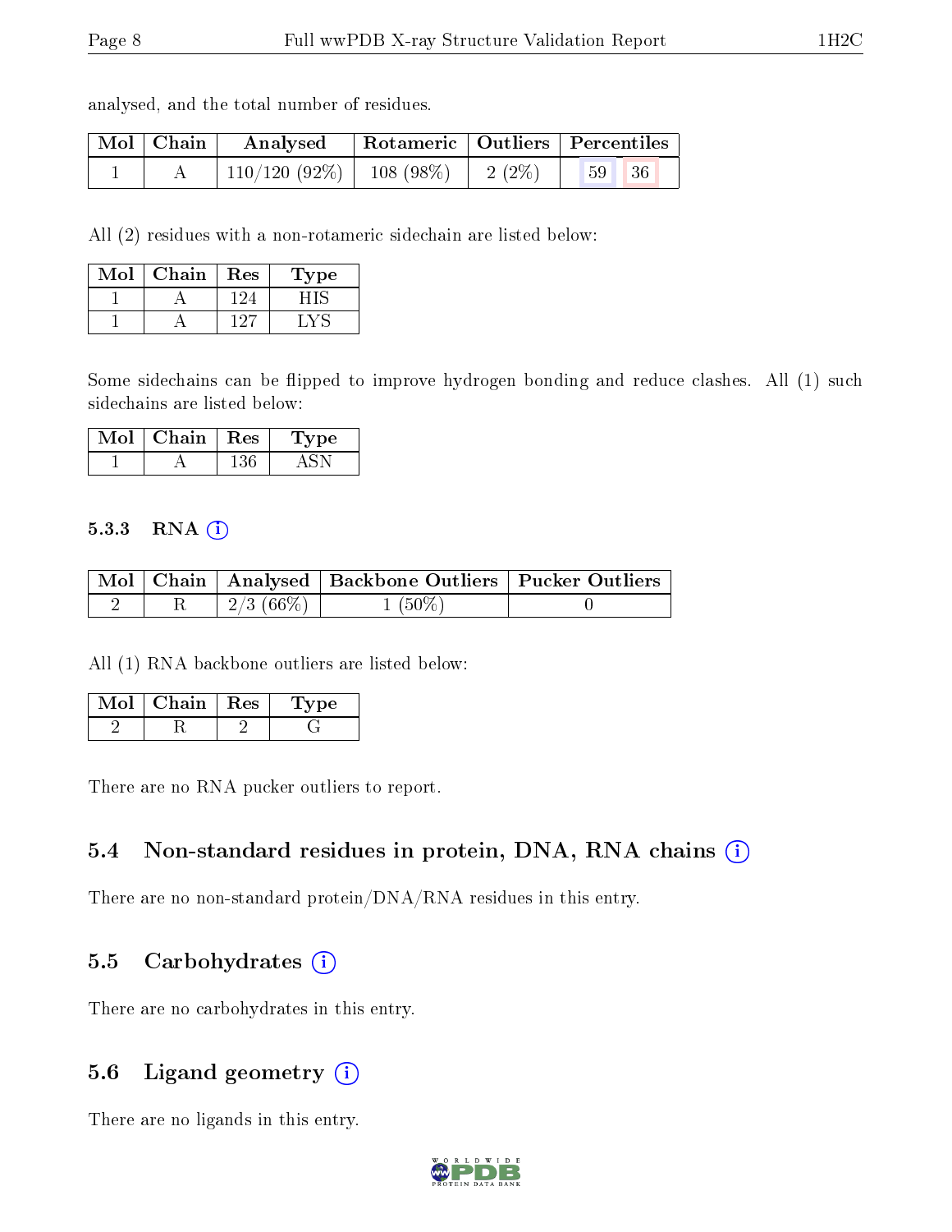analysed, and the total number of residues.

| Mol | Chain | Analysed | Rotameric | Outliers | Percentiles | |
|---|---|---|---|---|---|---|
| 1 | A | 110/120 (92%) | 108 (98%) | 2 (2%) | 59 | 36 |

All (2) residues with a non-rotameric sidechain are listed below:

| Mol | Chain | Res | Type |
|---|---|---|---|
| 1 | A | 124 | HIS |
| 1 | A | 127 | LYS |

Some sidechains can be flipped to improve hydrogen bonding and reduce clashes. All (1) such sidechains are listed below:

| Mol | Chain | Res | Type |
|---|---|---|---|
| 1 | A | 136 | ASN |

### 5.3.3 RNA

| Mol | Chain | Analysed | Backbone Outliers | Pucker Outliers |
|---|---|---|---|---|
| 2 | R | 2/3 (66%) | 1 (50%) | 0 |

All (1) RNA backbone outliers are listed below:

| Mol | Chain | Res | Type |
|---|---|---|---|
| 2 | R | 2 | G |

There are no RNA pucker outliers to report.

## 5.4 Non-standard residues in protein, DNA, RNA chains

There are no non-standard protein/DNA/RNA residues in this entry.

## 5.5 Carbohydrates

There are no carbohydrates in this entry.

## 5.6 Ligand geometry

There are no ligands in this entry.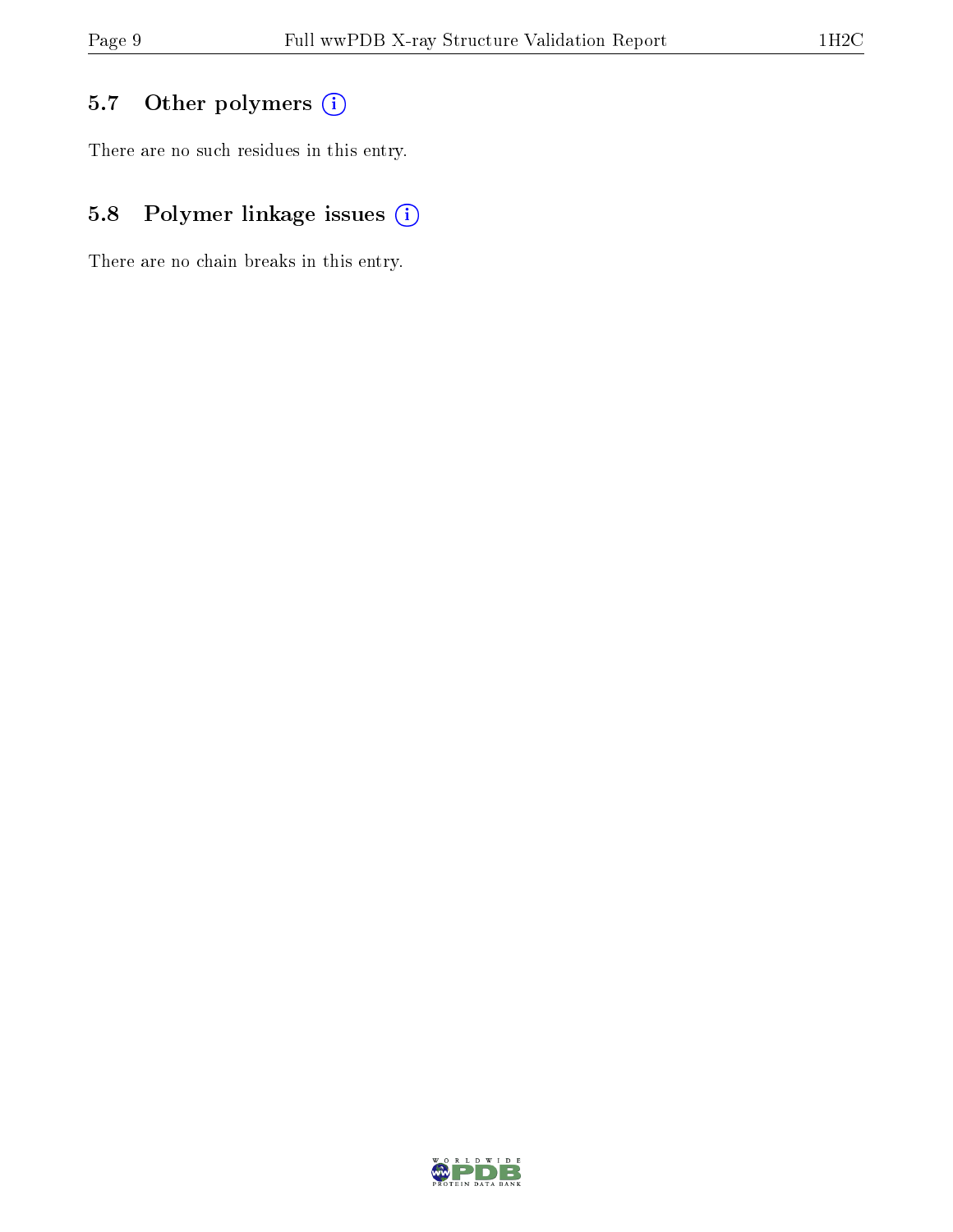## 5.7 Other polymers

There are no such residues in this entry.

## 5.8 Polymer linkage issues

There are no chain breaks in this entry.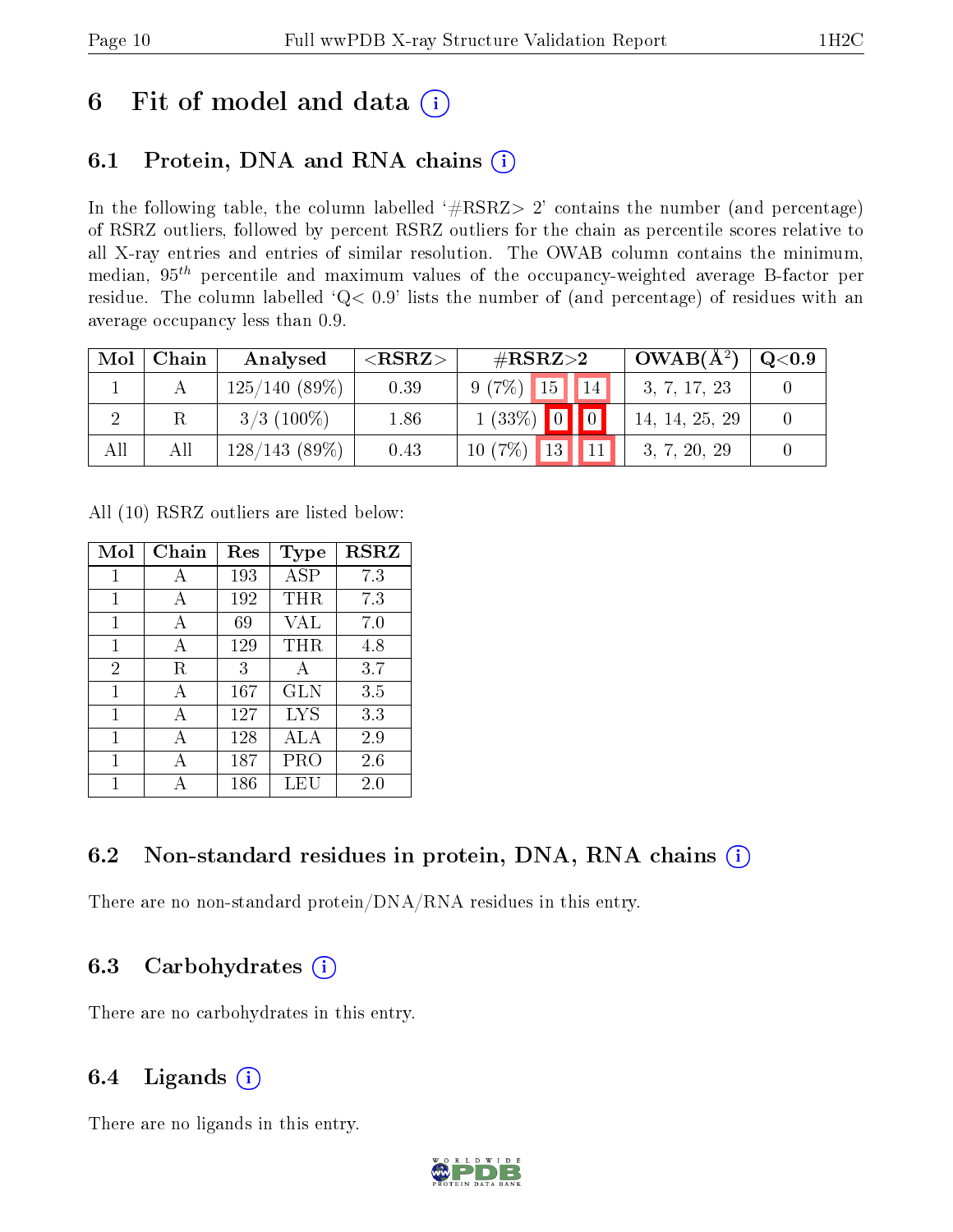# 6 Fit of model and data

## 6.1 Protein, DNA and RNA chains

In the following table, the column labelled '#RSRZ> 2' contains the number (and percentage) of RSRZ outliers, followed by percent RSRZ outliers for the chain as percentile scores relative to all X-ray entries and entries of similar resolution. The OWAB column contains the minimum, median, $95^{th}$ percentile and maximum values of the occupancy-weighted average B-factor per residue. The column labelled 'Q< 0.9' lists the number of (and percentage) of residues with an average occupancy less than 0.9.

| Mol | Chain | Analysed | <RSRZ> | #RSRZ>2 | OWAB(Å$^2$) | Q<0.9 |
|---|---|---|---|---|---|---|
| 1 | A | 125/140 (89%) | 0.39 | 9 (7%) 15 14 | 3, 7, 17, 23 | 0 |
| 2 | R | 3/3 (100%) | 1.86 | 1 (33%) 0 0 | 14, 14, 25, 29 | 0 |
| All | All | 128/143 (89%) | 0.43 | 10 (7%) 13 11 | 3, 7, 20, 29 | 0 |

All (10) RSRZ outliers are listed below:

| Mol | Chain | Res | Type | RSRZ |
|---|---|---|---|---|
| 1 | A | 193 | ASP | 7.3 |
| 1 | A | 192 | THR | 7.3 |
| 1 | A | 69 | VAL | 7.0 |
| 1 | A | 129 | THR | 4.8 |
| 2 | R | 3 | A | 3.7 |
| 1 | A | 167 | GLN | 3.5 |
| 1 | A | 127 | LYS | 3.3 |
| 1 | A | 128 | ALA | 2.9 |
| 1 | A | 187 | PRO | 2.6 |
| 1 | A | 186 | LEU | 2.0 |

## 6.2 Non-standard residues in protein, DNA, RNA chains

There are no non-standard protein/DNA/RNA residues in this entry.

## 6.3 Carbohydrates

There are no carbohydrates in this entry.

## 6.4 Ligands

There are no ligands in this entry.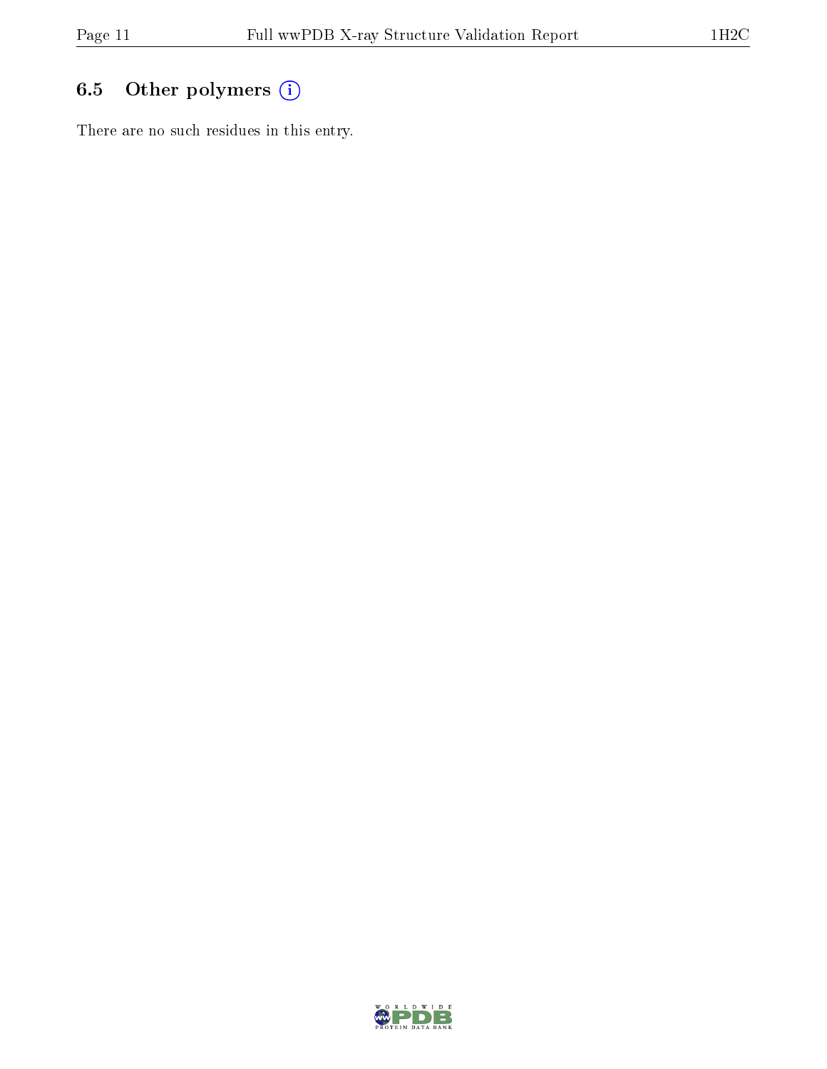### 6.5 Other polymers

There are no such residues in this entry.